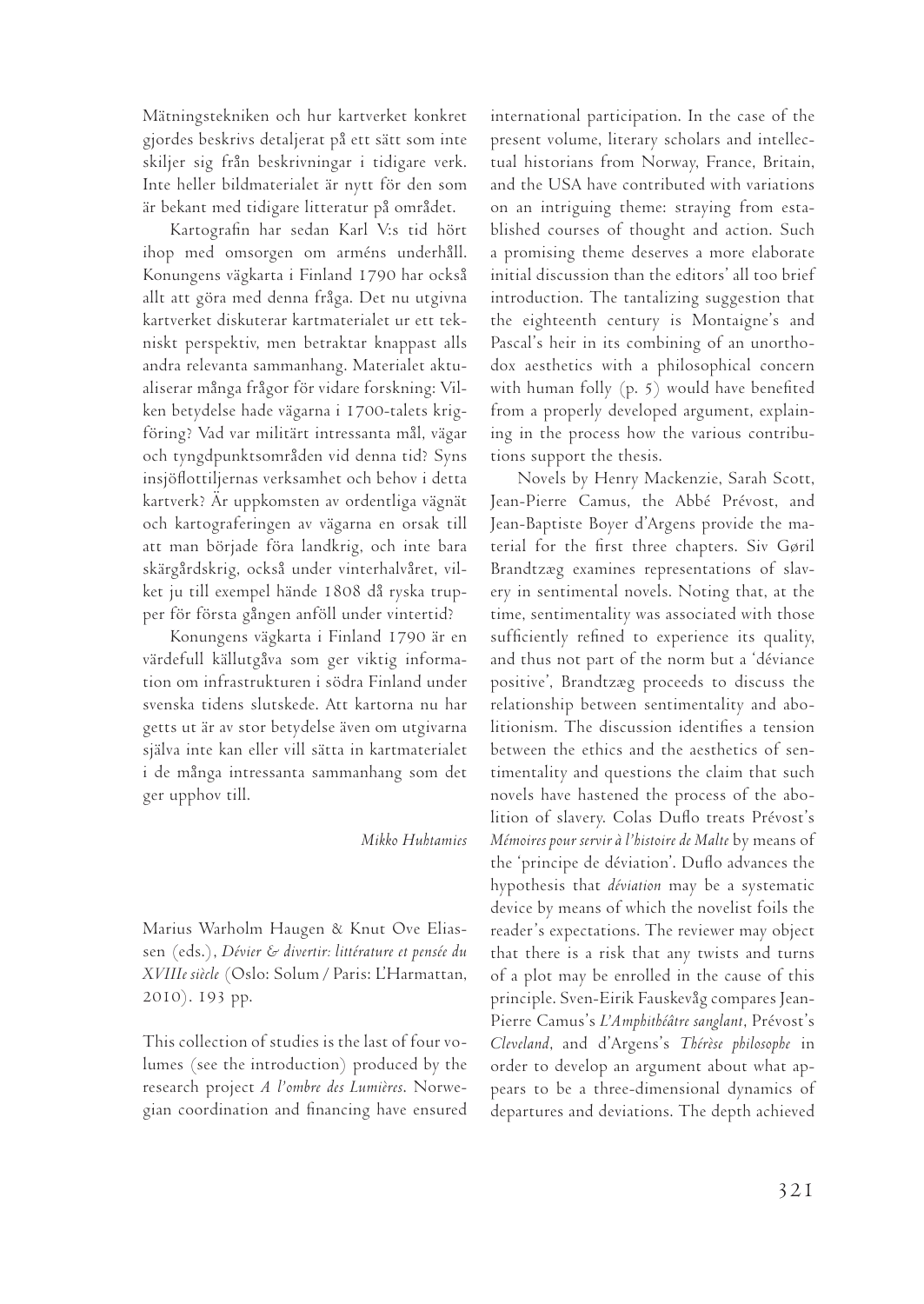Mätningstekniken och hur kartverket konkret gjordes beskrivs detaljerat på ett sätt som inte skiljer sig från beskrivningar i tidigare verk. Inte heller bildmaterialet är nytt för den som är bekant med tidigare litteratur på området.

Kartografin har sedan Karl V:s tid hört ihop med omsorgen om arméns underhåll. Konungens vägkarta i Finland 1790 har också allt att göra med denna fråga. Det nu utgivna kartverket diskuterar kartmaterialet ur ett tekniskt perspektiv, men betraktar knappast alls andra relevanta sammanhang. Materialet aktualiserar många frågor för vidare forskning: Vilken betydelse hade vägarna i 1700-talets krigföring? Vad var militärt intressanta mål, vägar och tyngdpunktsområden vid denna tid? Syns insjöflottiljernas verksamhet och behov i detta kartverk? Är uppkomsten av ordentliga vägnät och kartograferingen av vägarna en orsak till att man började föra landkrig, och inte bara skärgårdskrig, också under vinterhalvåret, vilket ju till exempel hände 1808 då ryska trupper för första gången anföll under vintertid?

Konungens vägkarta i Finland 1790 är en värdefull källutgåva som ger viktig information om infrastrukturen i södra Finland under svenska tidens slutskede. Att kartorna nu har getts ut är av stor betydelse även om utgivarna själva inte kan eller vill sätta in kartmaterialet i de många intressanta sammanhang som det ger upphov till.

*Mikko Huhtamies*

Marius Warholm Haugen & Knut Ove Eliassen (eds.), *Dévier & divertir: littérature et pensée du XVIIIe siècle* (Oslo: Solum / Paris: L'Harmattan, 2010). 193 pp.

This collection of studies is the last of four volumes (see the introduction) produced by the research project *A l'ombre des Lumières*. Norwegian coordination and financing have ensured international participation. In the case of the present volume, literary scholars and intellectual historians from Norway, France, Britain, and the USA have contributed with variations on an intriguing theme: straying from established courses of thought and action. Such a promising theme deserves a more elaborate initial discussion than the editors' all too brief introduction. The tantalizing suggestion that the eighteenth century is Montaigne's and Pascal's heir in its combining of an unorthodox aesthetics with a philosophical concern with human folly (p. 5) would have benefited from a properly developed argument, explaining in the process how the various contributions support the thesis.

Novels by Henry Mackenzie, Sarah Scott, Jean-Pierre Camus, the Abbé Prévost, and Jean-Baptiste Boyer d'Argens provide the material for the first three chapters. Siv Gøril Brandtzæg examines representations of slavery in sentimental novels. Noting that, at the time, sentimentality was associated with those sufficiently refined to experience its quality, and thus not part of the norm but a 'déviance positive', Brandtzæg proceeds to discuss the relationship between sentimentality and abolitionism. The discussion identifies a tension between the ethics and the aesthetics of sentimentality and questions the claim that such novels have hastened the process of the abolition of slavery. Colas Duflo treats Prévost's *Mémoires pour servir à l'histoire de Malte* by means of the 'principe de déviation'. Duflo advances the hypothesis that *déviation* may be a systematic device by means of which the novelist foils the reader's expectations. The reviewer may object that there is a risk that any twists and turns of a plot may be enrolled in the cause of this principle. Sven-Eirik Fauskevåg compares Jean-Pierre Camus's *L'Amphithéâtre sanglant*, Prévost's *Cleveland*, and d'Argens's *Thérèse philosophe* in order to develop an argument about what appears to be a three-dimensional dynamics of departures and deviations. The depth achieved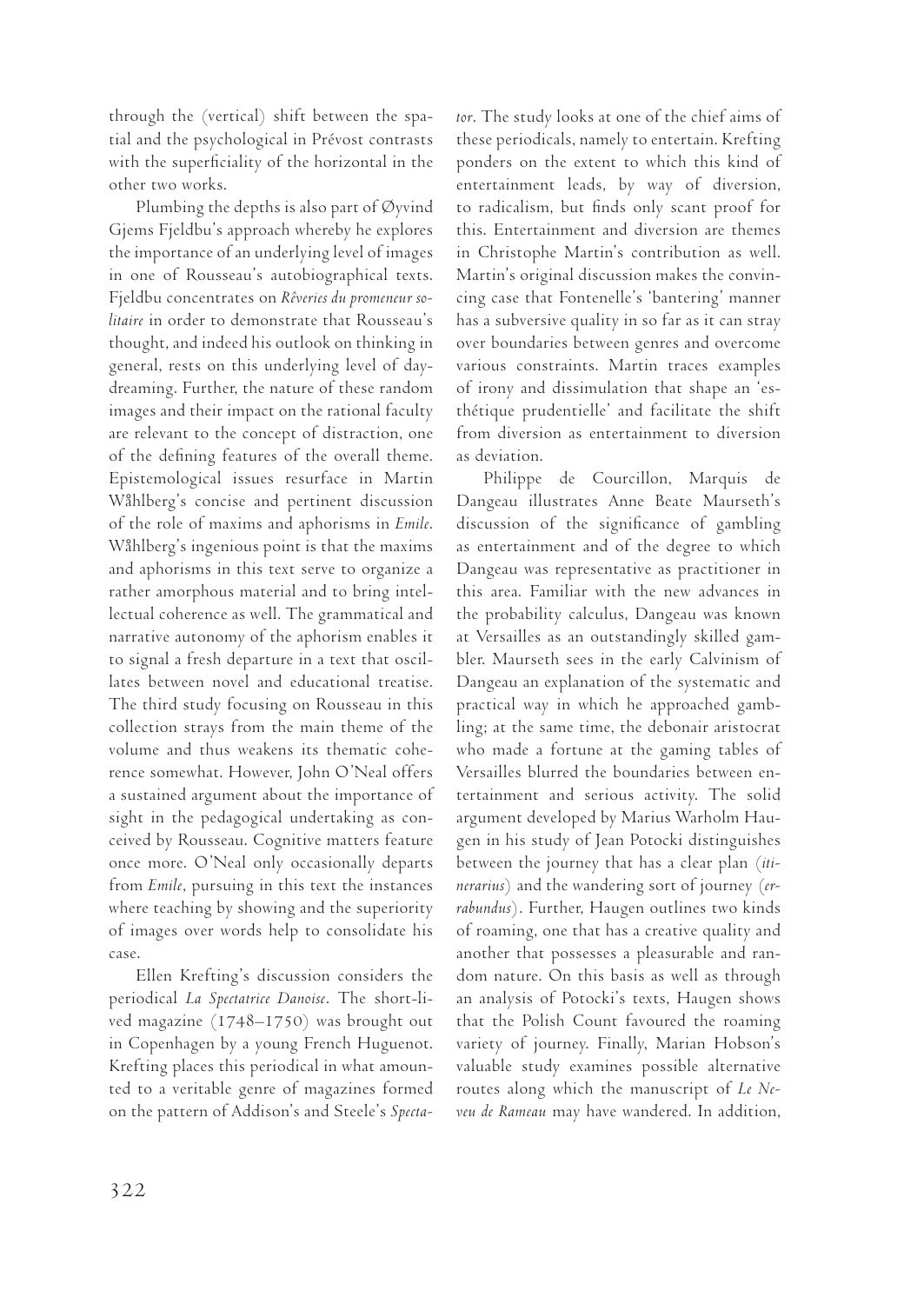through the (vertical) shift between the spatial and the psychological in Prévost contrasts with the superficiality of the horizontal in the other two works.

Plumbing the depths is also part of Øyvind Gjems Fjeldbu's approach whereby he explores the importance of an underlying level of images in one of Rousseau's autobiographical texts. Fjeldbu concentrates on *Rêveries du promeneur solitaire* in order to demonstrate that Rousseau's thought, and indeed his outlook on thinking in general, rests on this underlying level of daydreaming. Further, the nature of these random images and their impact on the rational faculty are relevant to the concept of distraction, one of the defining features of the overall theme. Epistemological issues resurface in Martin Wåhlberg's concise and pertinent discussion of the role of maxims and aphorisms in *Emile*. Wåhlberg's ingenious point is that the maxims and aphorisms in this text serve to organize a rather amorphous material and to bring intellectual coherence as well. The grammatical and narrative autonomy of the aphorism enables it to signal a fresh departure in a text that oscillates between novel and educational treatise. The third study focusing on Rousseau in this collection strays from the main theme of the volume and thus weakens its thematic coherence somewhat. However, John O'Neal offers a sustained argument about the importance of sight in the pedagogical undertaking as conceived by Rousseau. Cognitive matters feature once more. O'Neal only occasionally departs from *Emile*, pursuing in this text the instances where teaching by showing and the superiority of images over words help to consolidate his case.

Ellen Krefting's discussion considers the periodical *La Spectatrice Danoise*. The short-lived magazine (1748–1750) was brought out in Copenhagen by a young French Huguenot. Krefting places this periodical in what amounted to a veritable genre of magazines formed on the pattern of Addison's and Steele's *Spectator*. The study looks at one of the chief aims of these periodicals, namely to entertain. Krefting ponders on the extent to which this kind of entertainment leads, by way of diversion, to radicalism, but finds only scant proof for this. Entertainment and diversion are themes in Christophe Martin's contribution as well. Martin's original discussion makes the convincing case that Fontenelle's 'bantering' manner has a subversive quality in so far as it can stray over boundaries between genres and overcome various constraints. Martin traces examples of irony and dissimulation that shape an 'esthétique prudentielle' and facilitate the shift from diversion as entertainment to diversion as deviation.

Philippe de Courcillon, Marquis de Dangeau illustrates Anne Beate Maurseth's discussion of the significance of gambling as entertainment and of the degree to which Dangeau was representative as practitioner in this area. Familiar with the new advances in the probability calculus, Dangeau was known at Versailles as an outstandingly skilled gambler. Maurseth sees in the early Calvinism of Dangeau an explanation of the systematic and practical way in which he approached gambling; at the same time, the debonair aristocrat who made a fortune at the gaming tables of Versailles blurred the boundaries between entertainment and serious activity. The solid argument developed by Marius Warholm Haugen in his study of Jean Potocki distinguishes between the journey that has a clear plan (*itinerarius*) and the wandering sort of journey (*errabundus*). Further, Haugen outlines two kinds of roaming, one that has a creative quality and another that possesses a pleasurable and random nature. On this basis as well as through an analysis of Potocki's texts, Haugen shows that the Polish Count favoured the roaming variety of journey. Finally, Marian Hobson's valuable study examines possible alternative routes along which the manuscript of *Le Neveu de Rameau* may have wandered. In addition,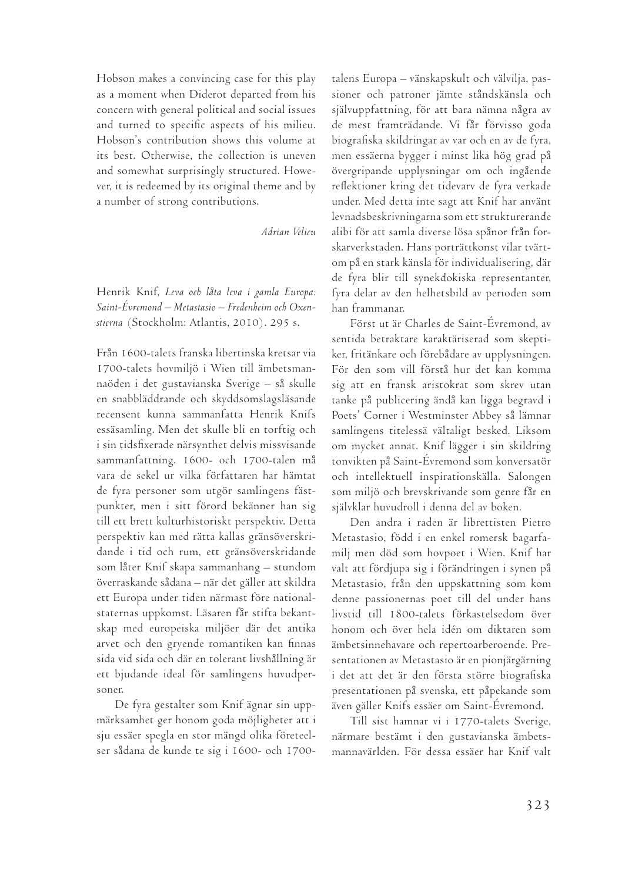Hobson makes a convincing case for this play as a moment when Diderot departed from his concern with general political and social issues and turned to specific aspects of his milieu. Hobson's contribution shows this volume at its best. Otherwise, the collection is uneven and somewhat surprisingly structured. However, it is redeemed by its original theme and by a number of strong contributions.

*Adrian Velicu*

Henrik Knif, *Leva och låta leva i gamla Europa: Saint-Évremond – Metastasio – Fredenheim och Oxenstierna* (Stockholm: Atlantis, 2010). 295 s.

Från 1600-talets franska libertinska kretsar via 1700-talets hovmiljö i Wien till ämbetsmannaöden i det gustavianska Sverige – så skulle en snabbläddrande och skyddsomslagsläsande recensent kunna sammanfatta Henrik Knifs essäsamling. Men det skulle bli en torftig och i sin tidsfixerade närsynthet delvis missvisande sammanfattning. 1600- och 1700-talen må vara de sekel ur vilka författaren har hämtat de fyra personer som utgör samlingens fästpunkter, men i sitt förord bekänner han sig till ett brett kulturhistoriskt perspektiv. Detta perspektiv kan med rätta kallas gränsöverskridande i tid och rum, ett gränsöverskridande som låter Knif skapa sammanhang – stundom överraskande sådana – när det gäller att skildra ett Europa under tiden närmast före nationalstaternas uppkomst. Läsaren får stifta bekantskap med europeiska miljöer där det antika arvet och den gryende romantiken kan finnas sida vid sida och där en tolerant livshållning är ett bjudande ideal för samlingens huvudpersoner.

De fyra gestalter som Knif ägnar sin uppmärksamhet ger honom goda möjligheter att i sju essäer spegla en stor mängd olika företeelser sådana de kunde te sig i 1600- och 1700-talens Europa – vänskapskult och välvilja, passioner och patroner jämte ståndskänsla och självuppfattning, för att bara nämna några av de mest framträdande. Vi får förvisso goda biografiska skildringar av var och en av de fyra, men essäerna bygger i minst lika hög grad på övergripande upplysningar om och ingående reflektioner kring det tidevarv de fyra verkade under. Med detta inte sagt att Knif har använt levnadsbeskrivningarna som ett strukturerande alibi för att samla diverse lösa spånor från forskarverkstaden. Hans porträttkonst vilar tvärtom på en stark känsla för individualisering, där de fyra blir till synekdokiska representanter, fyra delar av den helhetsbild av perioden som han frammanar.

Först ut är Charles de Saint-Évremond, av sentida betraktare karaktäriserad som skeptiker, fritänkare och förebådare av upplysningen. För den som vill förstå hur det kan komma sig att en fransk aristokrat som skrev utan tanke på publicering ändå kan ligga begravd i Poets' Corner i Westminster Abbey så lämnar samlingens titelessä vältaligt besked. Liksom om mycket annat. Knif lägger i sin skildring tonvikten på Saint-Évremond som konversatör och intellektuell inspirationskälla. Salongen som miljö och brevskrivande som genre får en självklar huvudroll i denna del av boken.

Den andra i raden är librettisten Pietro Metastasio, född i en enkel romersk bagarfamilj men död som hovpoet i Wien. Knif har valt att fördjupa sig i förändringen i synen på Metastasio, från den uppskattning som kom denne passionernas poet till del under hans livstid till 1800-talets förkastelsedom över honom och över hela idén om diktaren som ämbetsinnehavare och repertoarberoende. Presentationen av Metastasio är en pionjärgärning i det att det är den första större biografiska presentationen på svenska, ett påpekande som även gäller Knifs essäer om Saint-Évremond.

Till sist hamnar vi i 1770-talets Sverige, närmare bestämt i den gustavianska ämbetsmannavärlden. För dessa essäer har Knif valt